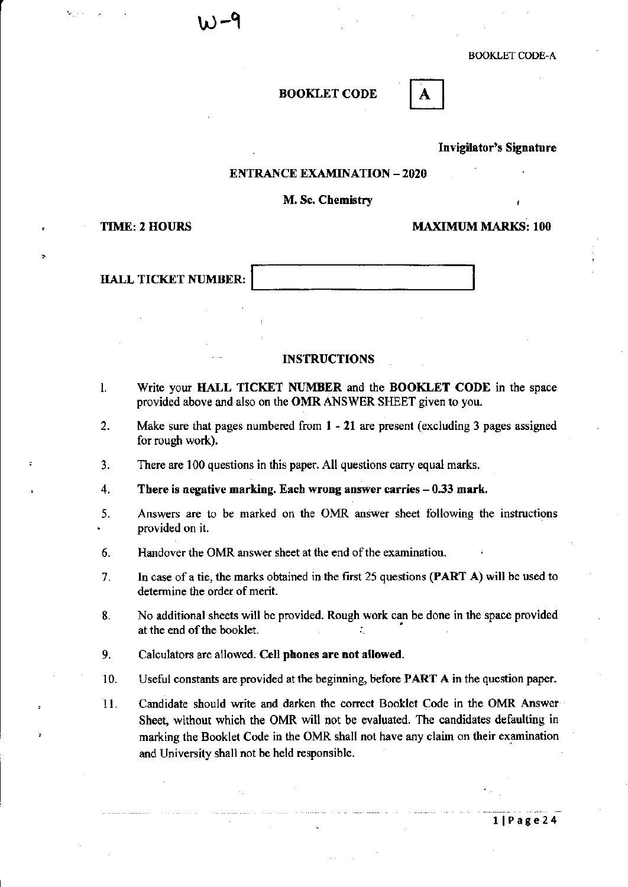W-9

BOOKLET CODE-A

**BOOKLET CODE** | A |

**Invigilator's Signature**

**ENTRANCE EXAMINATION – 2020**

**M. Sc. Chemistry**

**TIME: 2 HOURS** **MAXIMUM MARKS: 100**

**HALL TICKET NUMBER:**

## INSTRUCTIONS

1. Write your **HALL TICKET NUMBER** and the **BOOKLET CODE** in the space provided above and also on the **OMR** ANSWER SHEET given to you.
2. Make sure that pages numbered from **1 - 21** are present (excluding 3 pages assigned for rough work).
3. There are 100 questions in this paper. All questions carry equal marks.
4. **There is negative marking. Each wrong answer carries – 0.33 mark.**
5. Answers are to be marked on the OMR answer sheet following the instructions provided on it.
6. Handover the OMR answer sheet at the end of the examination.
7. In case of a tie, the marks obtained in the first 25 questions (**PART A**) will be used to determine the order of merit.
8. No additional sheets will be provided. Rough work can be done in the space provided at the end of the booklet.
9. Calculators are allowed. **Cell phones are not allowed**.
10. Useful constants are provided at the beginning, before **PART A** in the question paper.
11. Candidate should write and darken the correct Booklet Code in the OMR Answer Sheet, without which the OMR will not be evaluated. The candidates defaulting in marking the Booklet Code in the OMR shall not have any claim on their examination and University shall not be held responsible.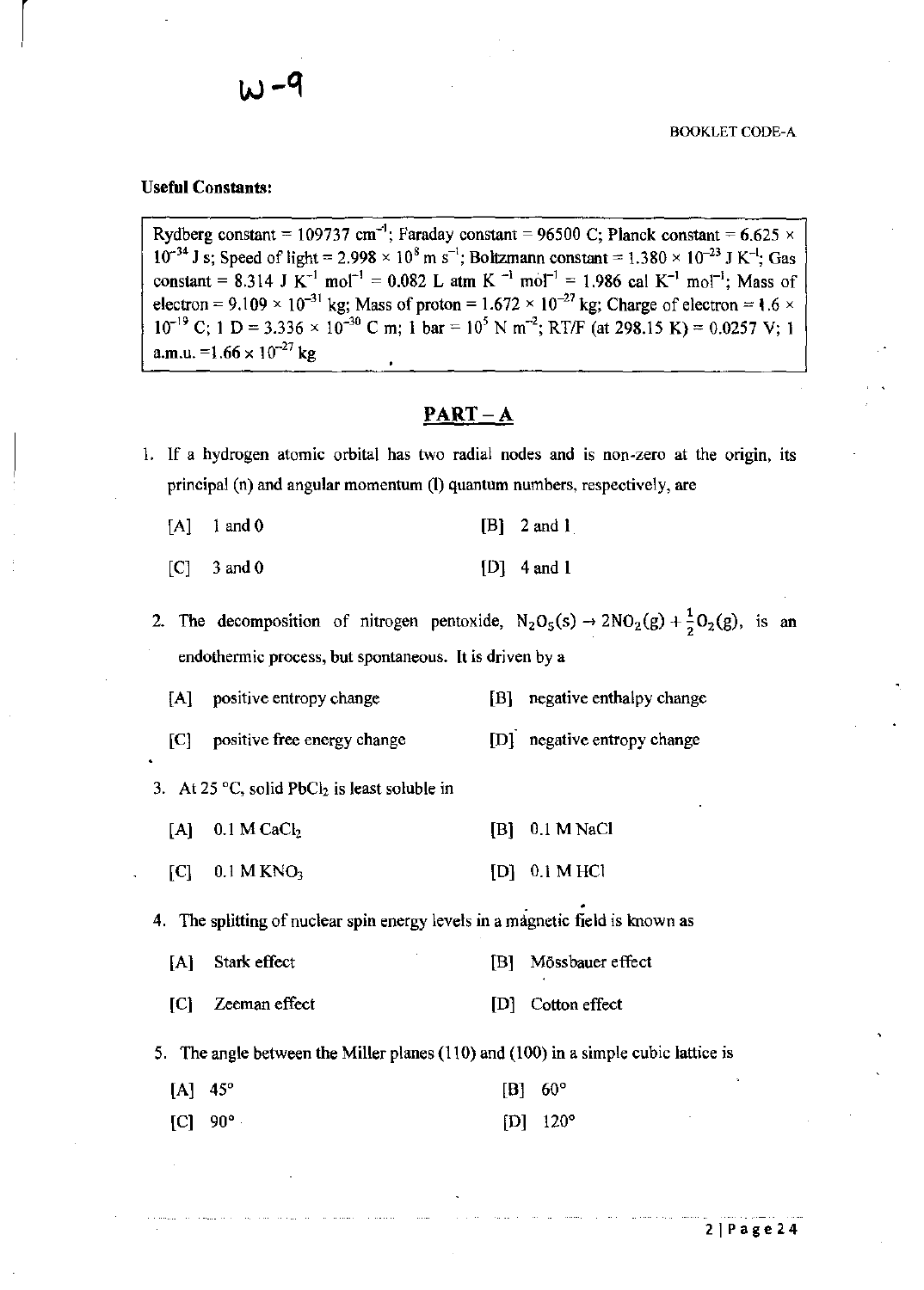W-9

BOOKLET CODE-A

**Useful Constants:**

Rydberg constant = 109737 $cm^{-1}$; Faraday constant = 96500 C; Planck constant = 6.625 × $10^{-34}$ J s; Speed of light = 2.998 × $10^{8}$ m $s^{-1}$; Boltzmann constant = 1.380 × $10^{-23}$ J $K^{-1}$; Gas constant = 8.314 J $K^{-1}$ $mol^{-1}$ = 0.082 L atm $K^{-1}$ $mol^{-1}$ = 1.986 cal $K^{-1}$ $mol^{-1}$; Mass of electron = 9.109 × $10^{-31}$ kg; Mass of proton = 1.672 × $10^{-27}$ kg; Charge of electron = 1.6 × $10^{-19}$ C; 1 D = 3.336 × $10^{-30}$ C m; 1 bar = $10^{5}$ N $m^{-2}$; RT/F (at 298.15 K) = 0.0257 V; 1 a.m.u. =1.66 × $10^{-27}$ kg

## PART – A

1. If a hydrogen atomic orbital has two radial nodes and is non-zero at the origin, its principal (n) and angular momentum (l) quantum numbers, respectively, are

   [A] 1 and 0 &nbsp;&nbsp;&nbsp; [B] 2 and 1

   [C] 3 and 0 &nbsp;&nbsp;&nbsp; [D] 4 and 1

2. The decomposition of nitrogen pentoxide, $N_2O_5(s) \rightarrow 2NO_2(g) + \frac{1}{2}O_2(g)$, is an endothermic process, but spontaneous. It is driven by a

   [A] positive entropy change &nbsp;&nbsp;&nbsp; [B] negative enthalpy change

   [C] positive free energy change &nbsp;&nbsp;&nbsp; [D] negative entropy change

3. At 25 °C, solid $PbCl_2$ is least soluble in

   [A] 0.1 M $CaCl_2$ &nbsp;&nbsp;&nbsp; [B] 0.1 M NaCl

   [C] 0.1 M $KNO_3$ &nbsp;&nbsp;&nbsp; [D] 0.1 M HCl

4. The splitting of nuclear spin energy levels in a magnetic field is known as

   [A] Stark effect &nbsp;&nbsp;&nbsp; [B] Mössbauer effect

   [C] Zeeman effect &nbsp;&nbsp;&nbsp; [D] Cotton effect

5. The angle between the Miller planes (110) and (100) in a simple cubic lattice is

   [A] 45° &nbsp;&nbsp;&nbsp; [B] 60°

   [C] 90° &nbsp;&nbsp;&nbsp; [D] 120°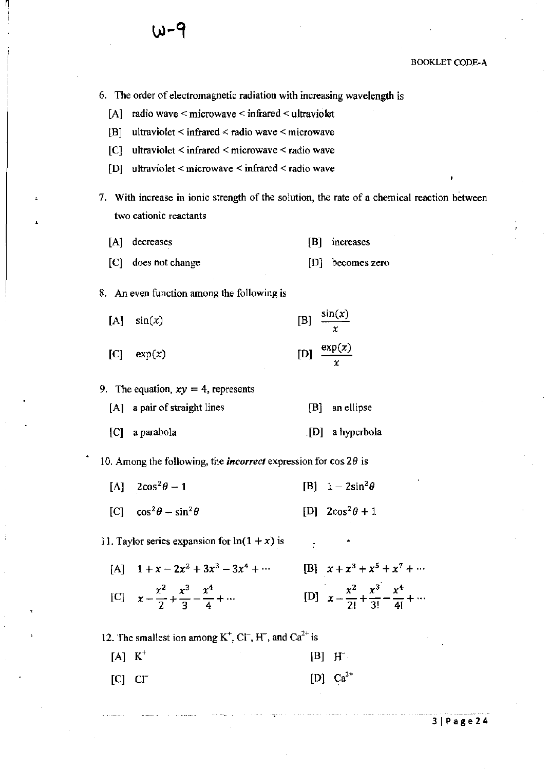W-9

BOOKLET CODE-A

6. The order of electromagnetic radiation with increasing wavelength is

   [A] radio wave < microwave < infrared < ultraviolet

   [B] ultraviolet < infrared < radio wave < microwave

   [C] ultraviolet < infrared < microwave < radio wave

   [D] ultraviolet < microwave < infrared < radio wave

7. With increase in ionic strength of the solution, the rate of a chemical reaction between two cationic reactants

   [A] decreases

   [B] increases

   [C] does not change

   [D] becomes zero

8. An even function among the following is

   [A] $\sin(x)$

   [B] $\frac{\sin(x)}{x}$

   [C] $\exp(x)$

   [D] $\frac{\exp(x)}{x}$

9. The equation, $xy = 4$, represents

   [A] a pair of straight lines

   [B] an ellipse

   [C] a parabola

   [D] a hyperbola

10. Among the following, the ***incorrect*** expression for $\cos 2\theta$ is

   [A] $2\cos^2\theta - 1$

   [B] $1 - 2\sin^2\theta$

   [C] $\cos^2\theta - \sin^2\theta$

   [D] $2\cos^2\theta + 1$

11. Taylor series expansion for $\ln(1 + x)$ is

   [A] $1 + x - 2x^2 + 3x^3 - 3x^4 + \cdots$

   [B] $x + x^3 + x^5 + x^7 + \cdots$

   [C] $x - \frac{x^2}{2} + \frac{x^3}{3} - \frac{x^4}{4} + \cdots$

   [D] $x - \frac{x^2}{2!} + \frac{x^3}{3!} - \frac{x^4}{4!} + \cdots$

12. The smallest ion among $K^+$, $Cl^-$, $H^-$, and $Ca^{2+}$ is

   [A] $K^+$

   [B] $H^-$

   [C] $Cl^-$

   [D] $Ca^{2+}$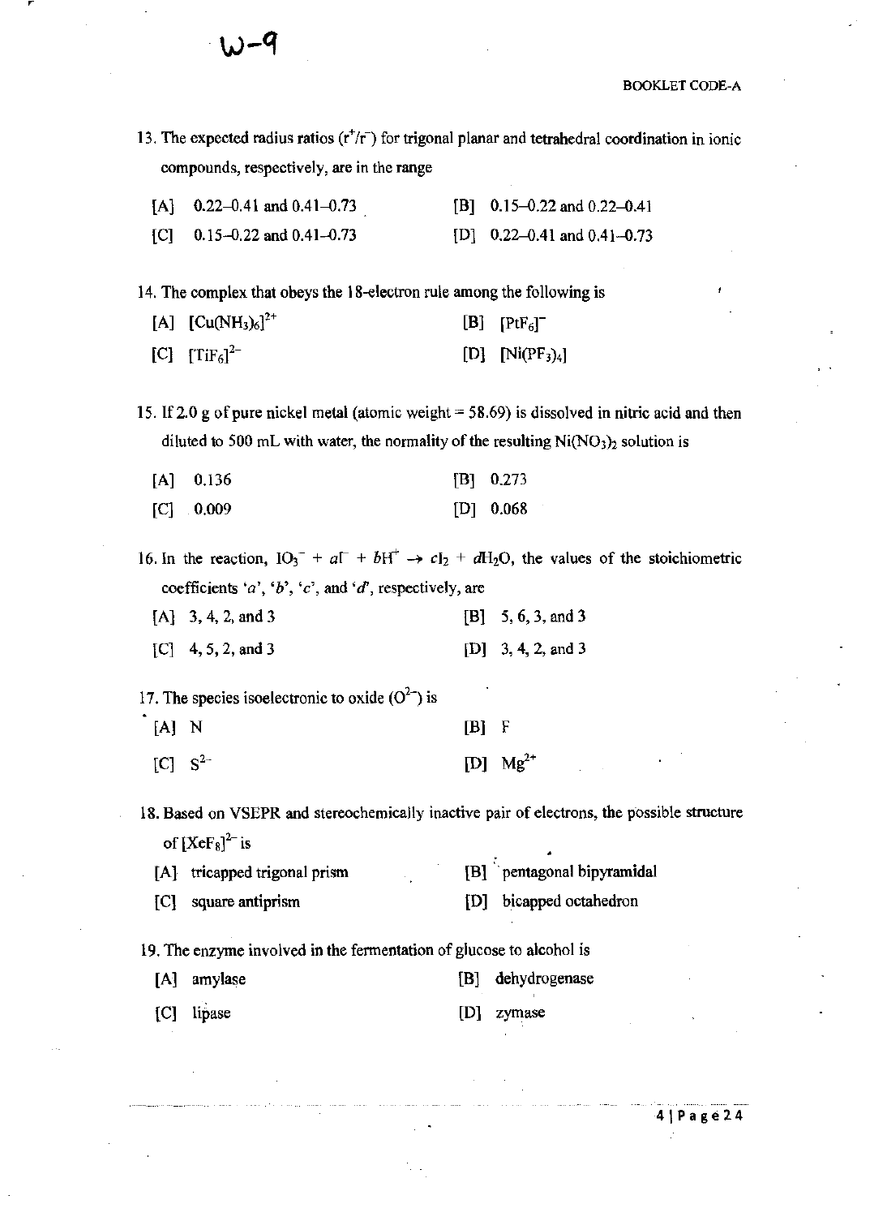W-9

BOOKLET CODE-A

13. The expected radius ratios ($r^+/r^-$) for trigonal planar and tetrahedral coordination in ionic compounds, respectively, are in the range

[A] 0.22–0.41 and 0.41–0.73 [B] 0.15–0.22 and 0.22–0.41

[C] 0.15–0.22 and 0.41–0.73 [D] 0.22–0.41 and 0.41–0.73

14. The complex that obeys the 18-electron rule among the following is

[A] $[Cu(NH_3)_6]^{2+}$ [B] $[PtF_6]^-$

[C] $[TiF_6]^{2-}$ [D] $[Ni(PF_3)_4]$

15. If 2.0 g of pure nickel metal (atomic weight = 58.69) is dissolved in nitric acid and then diluted to 500 mL with water, the normality of the resulting $Ni(NO_3)_2$ solution is

[A] 0.136 [B] 0.273

[C] 0.009 [D] 0.068

16. In the reaction, $IO_3^- + aI^- + bH^+ \rightarrow cI_2 + dH_2O$, the values of the stoichiometric coefficients '$a$', '$b$', '$c$', and '$d$', respectively, are

[A] 3, 4, 2, and 3 [B] 5, 6, 3, and 3

[C] 4, 5, 2, and 3 [D] 3, 4, 2, and 3

17. The species isoelectronic to oxide ($O^{2-}$) is

[A] N [B] F

[C] $S^{2-}$ [D] $Mg^{2+}$

18. Based on VSEPR and stereochemically inactive pair of electrons, the possible structure of $[XeF_8]^{2-}$ is

[A] tricapped trigonal prism [B] pentagonal bipyramidal

[C] square antiprism [D] bicapped octahedron

19. The enzyme involved in the fermentation of glucose to alcohol is

[A] amylase [B] dehydrogenase

[C] lipase [D] zymase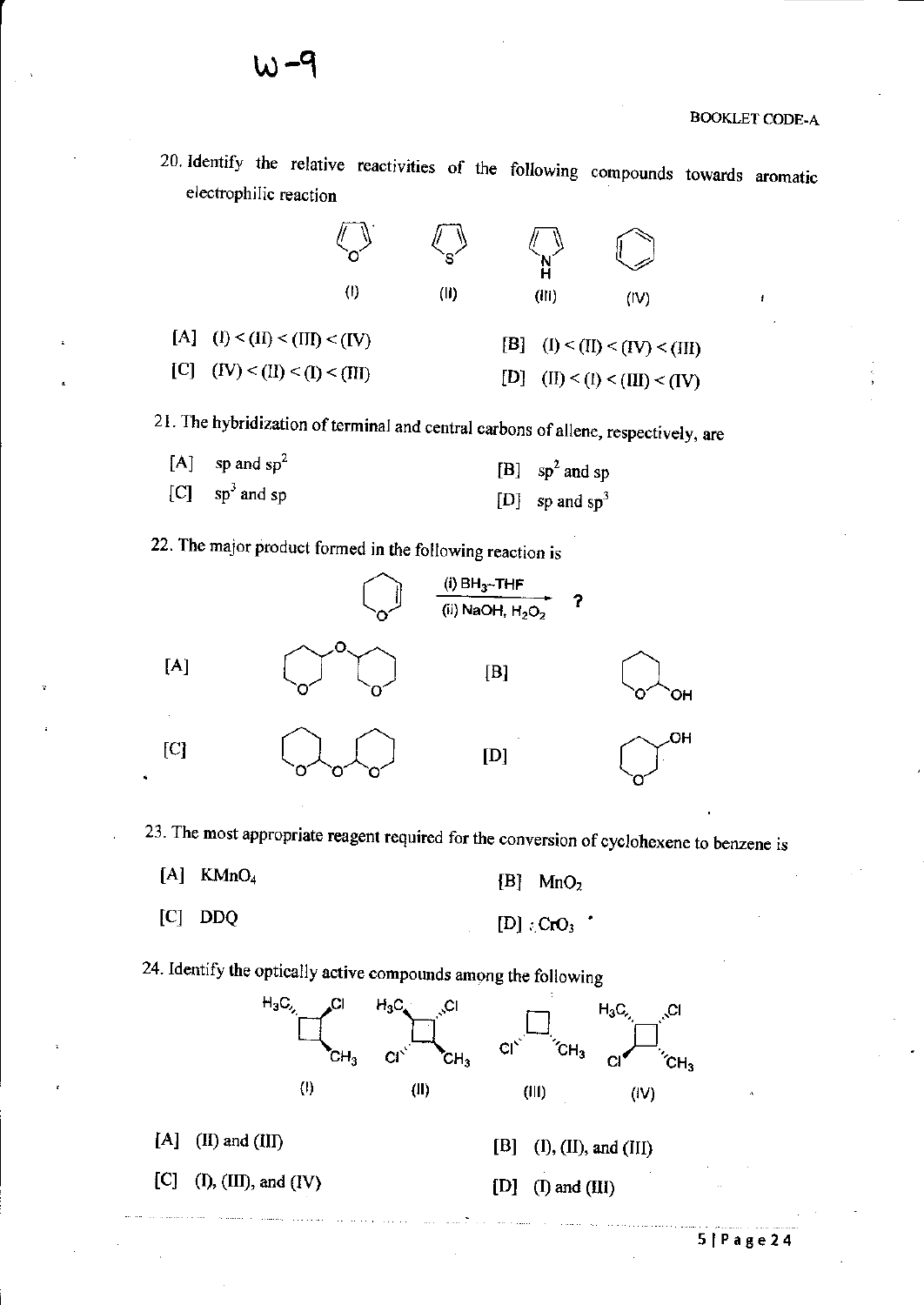W-9

BOOKLET CODE-A

20. Identify the relative reactivities of the following compounds towards aromatic electrophilic reaction

(I) (II) (III) (IV)

[A] (I) < (II) < (III) < (IV)

[B] (I) < (II) < (IV) < (III)

[C] (IV) < (II) < (I) < (III)

[D] (II) < (I) < (III) < (IV)

21. The hybridization of terminal and central carbons of allene, respectively, are

[A] sp and $sp^2$

[B] $sp^2$ and sp

[C] $sp^3$ and sp

[D] sp and $sp^3$

22. The major product formed in the following reaction is

(i) $BH_3$-THF
(ii) NaOH, $H_2O_2$ → ?

[A]

[B]

[C]

[D]

23. The most appropriate reagent required for the conversion of cyclohexene to benzene is

[A] $KMnO_4$

[B] $MnO_2$

[C] DDQ

[D] $CrO_3$

24. Identify the optically active compounds among the following

(I) (II) (III) (IV)

[A] (II) and (III)

[B] (I), (II), and (III)

[C] (I), (III), and (IV)

[D] (I) and (III)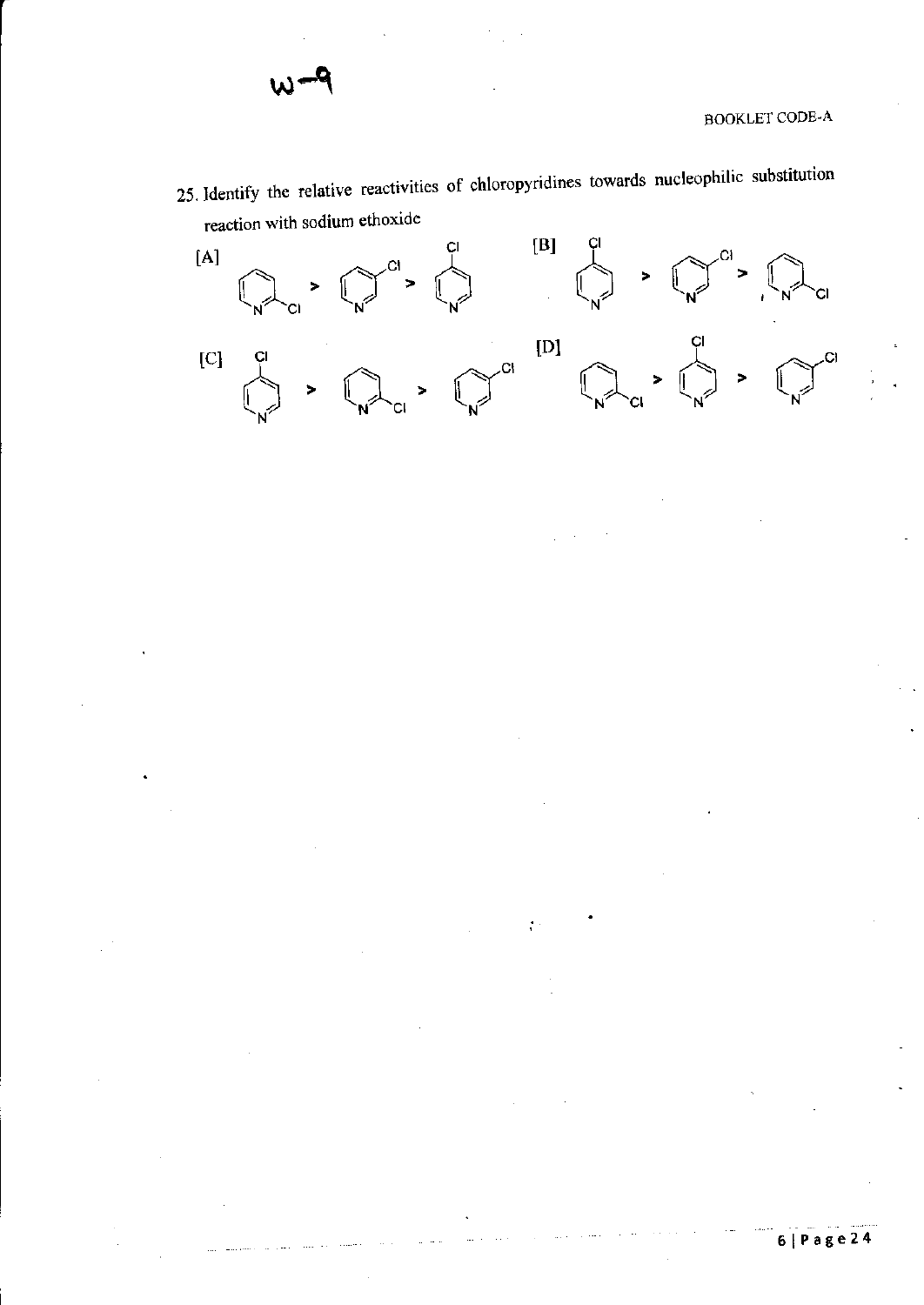25. Identify the relative reactivities of chloropyridines towards nucleophilic substitution reaction with sodium ethoxide

[A] 2-chloropyridine > 3-chloropyridine > 4-chloropyridine

[B] 4-chloropyridine > 3-chloropyridine > 2-chloropyridine

[C] 4-chloropyridine > 2-chloropyridine > 3-chloropyridine

[D] 2-chloropyridine > 4-chloropyridine > 3-chloropyridine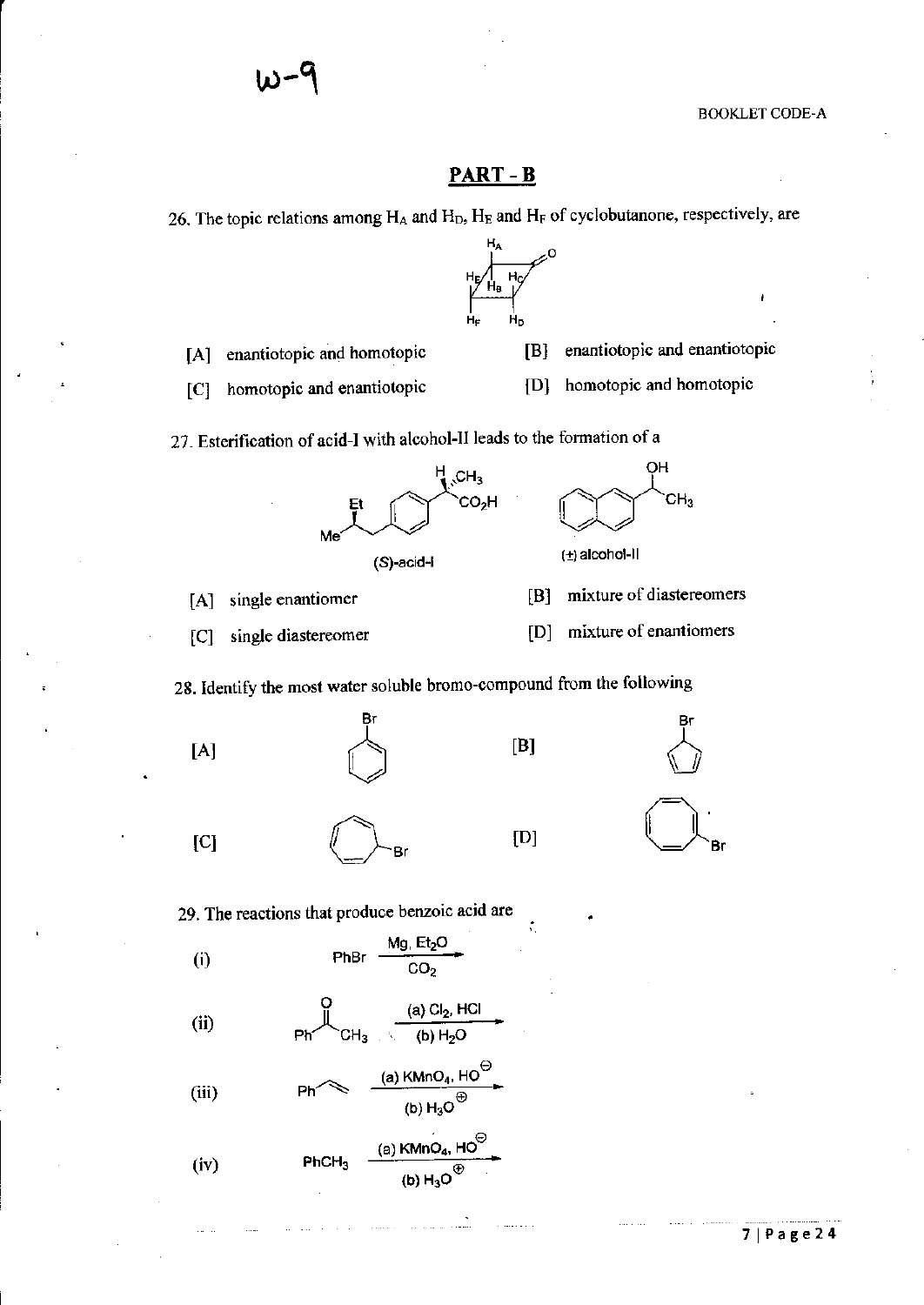W-9

## PART - B

26. The topic relations among $H_A$ and $H_D$, $H_E$ and $H_F$ of cyclobutanone, respectively, are

[A] enantiotopic and homotopic

[B] enantiotopic and enantiotopic

[C] homotopic and enantiotopic

[D] homotopic and homotopic

27. Esterification of acid-I with alcohol-II leads to the formation of a

(S)-acid-I

(±) alcohol-II

[A] single enantiomer

[B] mixture of diastereomers

[C] single diastereomer

[D] mixture of enantiomers

28. Identify the most water soluble bromo-compound from the following

[A]

[B]

[C]

[D]

29. The reactions that produce benzoic acid are

(i) PhBr $\xrightarrow[CO_2]{Mg,\ Et_2O}$

(ii) $PhCOCH_3$ $\xrightarrow[(b)\ H_2O]{(a)\ Cl_2,\ HCl}$

(iii) $PhCH=CH_2$ $\xrightarrow[(b)\ H_3O^{\oplus}]{(a)\ KMnO_4,\ HO^{\ominus}}$

(iv) $PhCH_3$ $\xrightarrow[(b)\ H_3O^{\oplus}]{(a)\ KMnO_4,\ HO^{\ominus}}$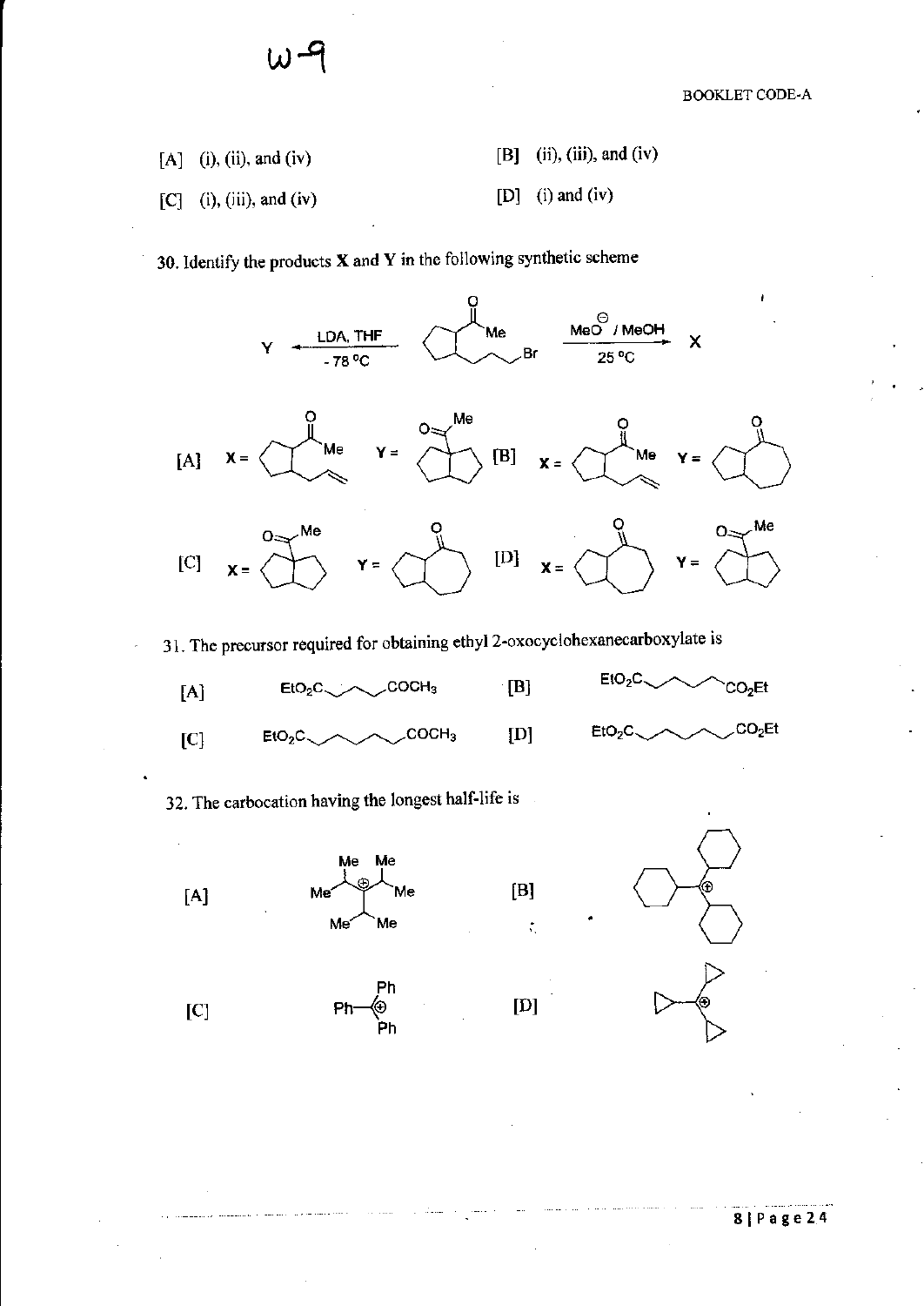[A] (i), (ii), and (iv)  [B] (ii), (iii), and (iv)

[C] (i), (iii), and (iv)  [D] (i) and (iv)

30. Identify the products **X** and **Y** in the following synthetic scheme

Y ← LDA, THF, - 78 °C — (cyclopentane bearing a COMe group and a $CH_2CH_2CH_2Br$ chain) — $MeO^{\ominus}$ / MeOH, 25 °C → X

[A] X = (cyclopentyl methyl ketone with allyl side chain)  Y = (bicyclo[3.3.0]octane with COMe at ring fusion)

[B] X = (cyclopentyl methyl ketone with allyl side chain)  Y = (bicyclic ketone: cyclopentane fused to cycloheptanone)

[C] X = (bicyclo[3.3.0]octane with COMe at ring fusion)  Y = (bicyclic ketone: cyclopentane fused to cycloheptanone)

[D] X = (bicyclic ketone: cyclopentane fused to cycloheptanone)  Y = (bicyclo[3.3.0]octane with COMe at ring fusion)

31. The precursor required for obtaining ethyl 2-oxocyclohexanecarboxylate is

[A] $EtO_2C$~~~$COCH_3$  [B] $EtO_2C$~~~~$CO_2Et$

[C] $EtO_2C$~~~~~$COCH_3$  [D] $EtO_2C$~~~~~$CO_2Et$

32. The carbocation having the longest half-life is

[A] (tri-isopropyl carbocation, $(Me_2CH)_3C^{\oplus}$)  [B] (tricyclohexyl carbocation)

[C] $Ph_3C^{\oplus}$  [D] (tricyclopropyl carbocation)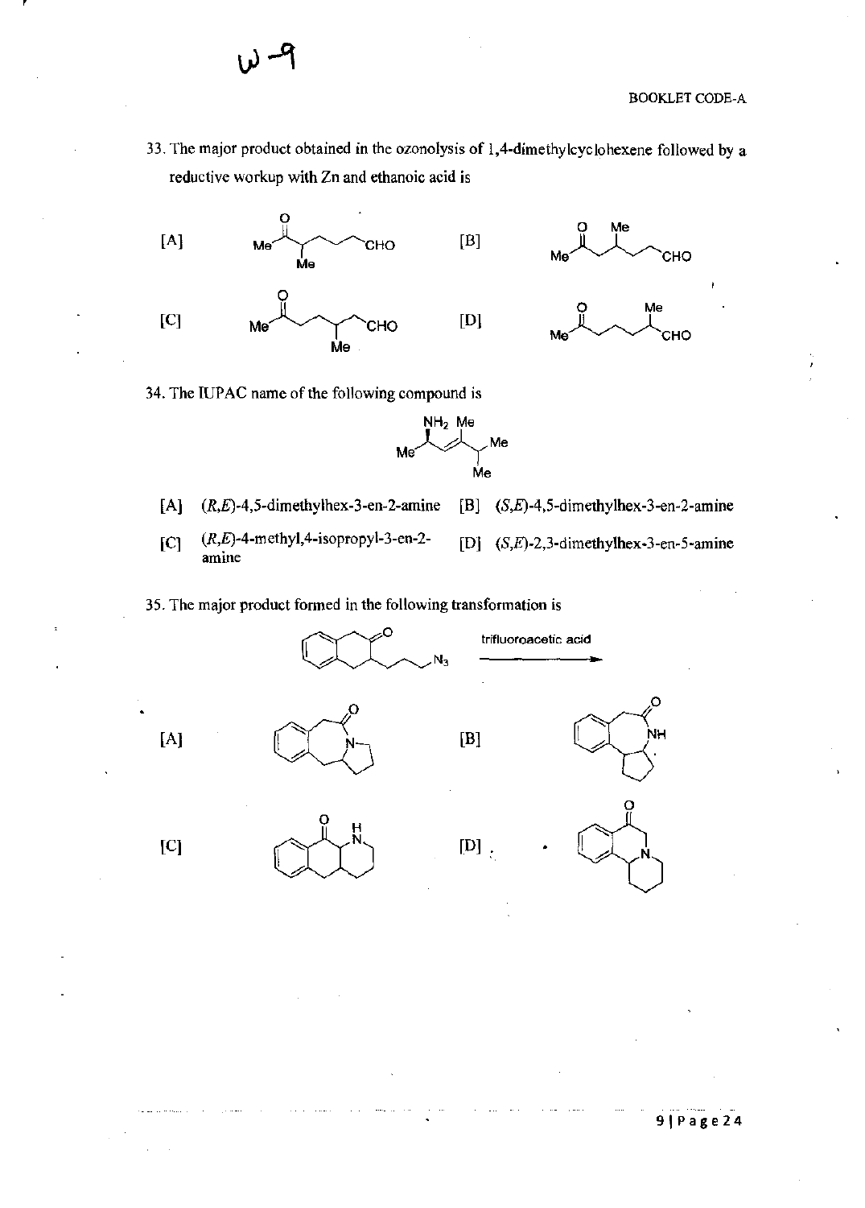33. The major product obtained in the ozonolysis of 1,4-dimethylcyclohexene followed by a reductive workup with Zn and ethanoic acid is

[A] [B]

[C] [D]

34. The IUPAC name of the following compound is

[A] (*R*,*E*)-4,5-dimethylhex-3-en-2-amine

[B] (*S*,*E*)-4,5-dimethylhex-3-en-2-amine

[C] (*R*,*E*)-4-methyl,4-isopropyl-3-en-2-amine

[D] (*S*,*E*)-2,3-dimethylhex-3-en-5-amine

35. The major product formed in the following transformation is

trifluoroacetic acid

[A] [B]

[C] [D]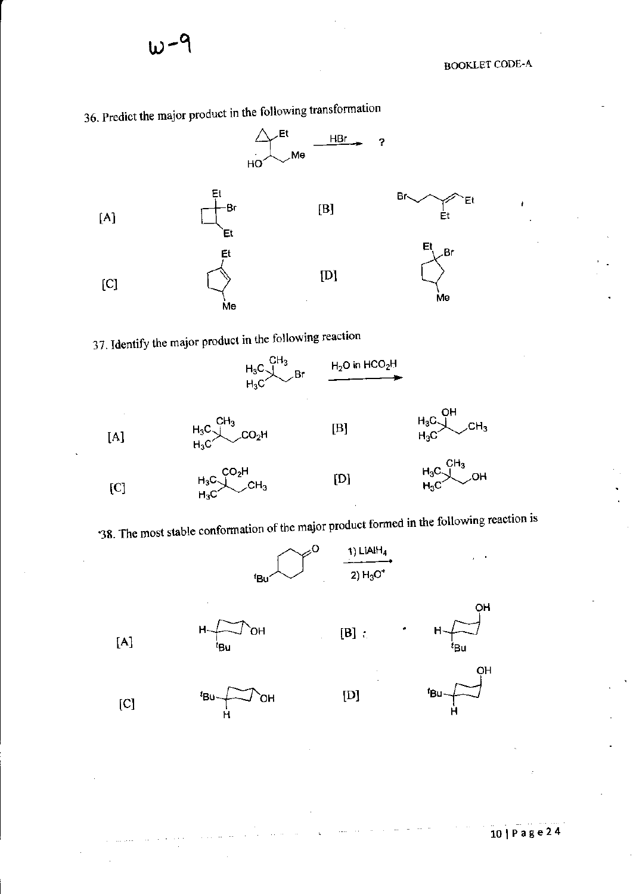36. Predict the major product in the following transformation

[A]

[B]

[C]

[D]

37. Identify the major product in the following reaction

$H_2O$ in $HCO_2H$

[A]

[B]

[C]

[D]

38. The most stable conformation of the major product formed in the following reaction is

1) $LiAlH_4$

2) $H_3O^+$

[A]

[B]

[C]

[D]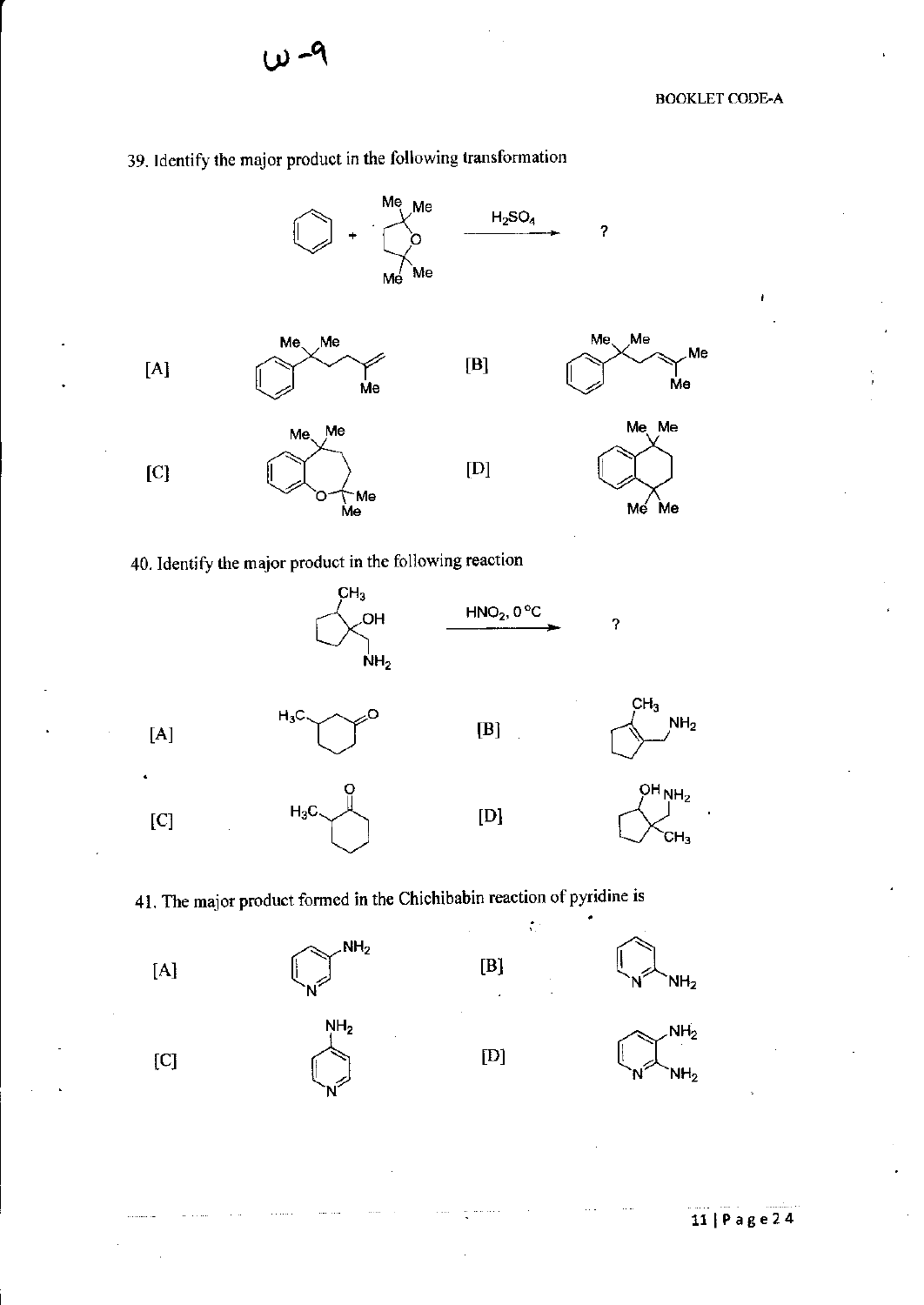39. Identify the major product in the following transformation

Benzene + 2,2,5,5-tetramethyltetrahydrofuran $\xrightarrow{H_2SO_4}$ ?

[A] 

[B] 

[C] 

[D] 

40. Identify the major product in the following reaction

$\xrightarrow{HNO_2,\ 0\ ^\circ C}$ ?

[A] 

[B] 

[C] 

[D] 

41. The major product formed in the Chichibabin reaction of pyridine is

[A] 

[B] 

[C] 

[D]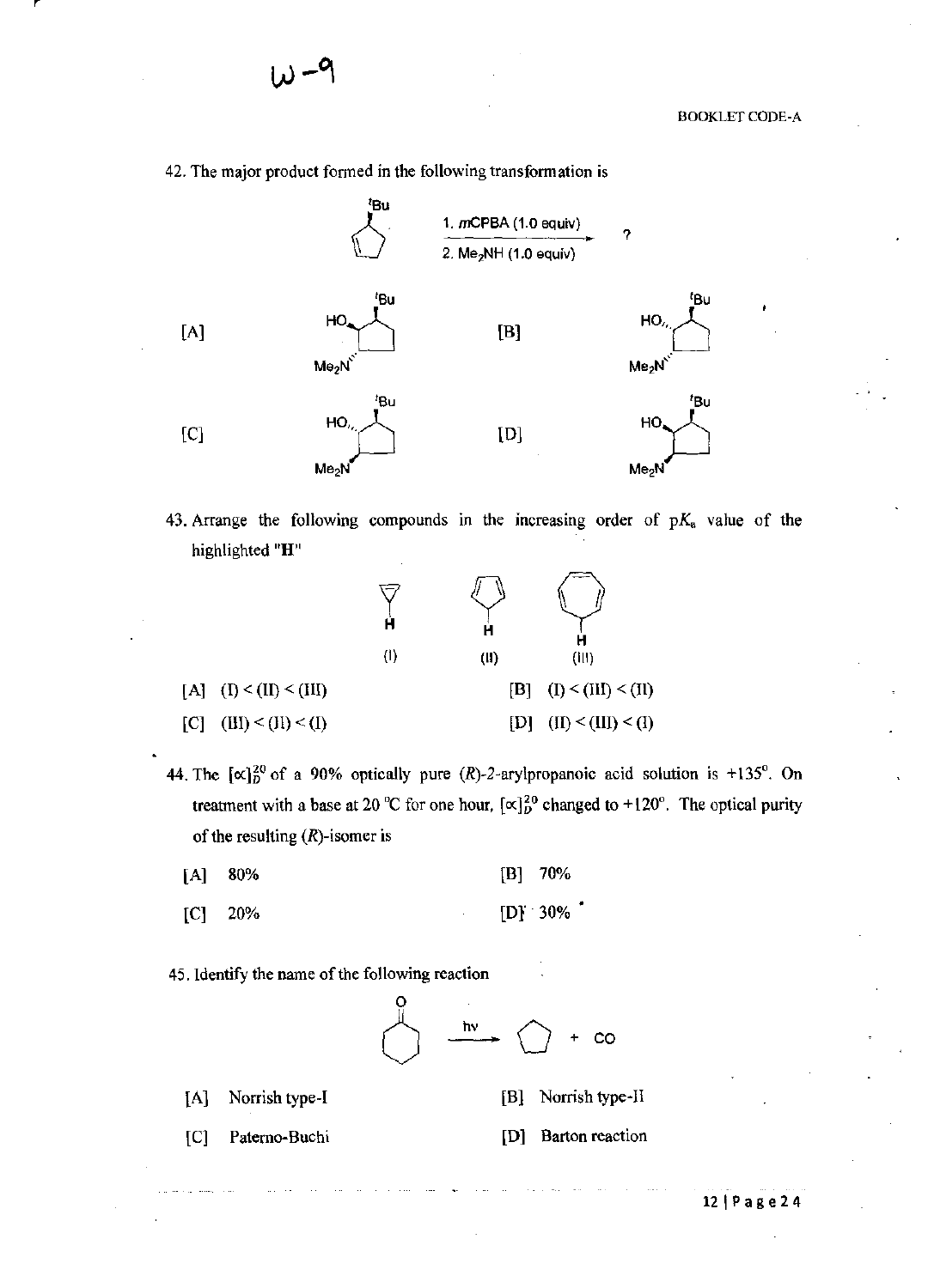42. The major product formed in the following transformation is

1. $m$CPBA (1.0 equiv)
2. $Me_2NH$ (1.0 equiv)

[A]

[B]

[C]

[D]

43. Arrange the following compounds in the increasing order of p$K_a$ value of the highlighted "H"

(I) (II) (III)

[A] (I) < (II) < (III)

[B] (I) < (III) < (II)

[C] (III) < (II) < (I)

[D] (II) < (III) < (I)

44. The $[\alpha]_D^{20}$ of a 90% optically pure ($R$)-2-arylpropanoic acid solution is +135°. On treatment with a base at 20 °C for one hour, $[\alpha]_D^{20}$ changed to +120°. The optical purity of the resulting ($R$)-isomer is

[A] 80%

[B] 70%

[C] 20%

[D] 30%

45. Identify the name of the following reaction

$\xrightarrow{h\nu}$ + CO

[A] Norrish type-I

[B] Norrish type-II

[C] Paterno-Buchi

[D] Barton reaction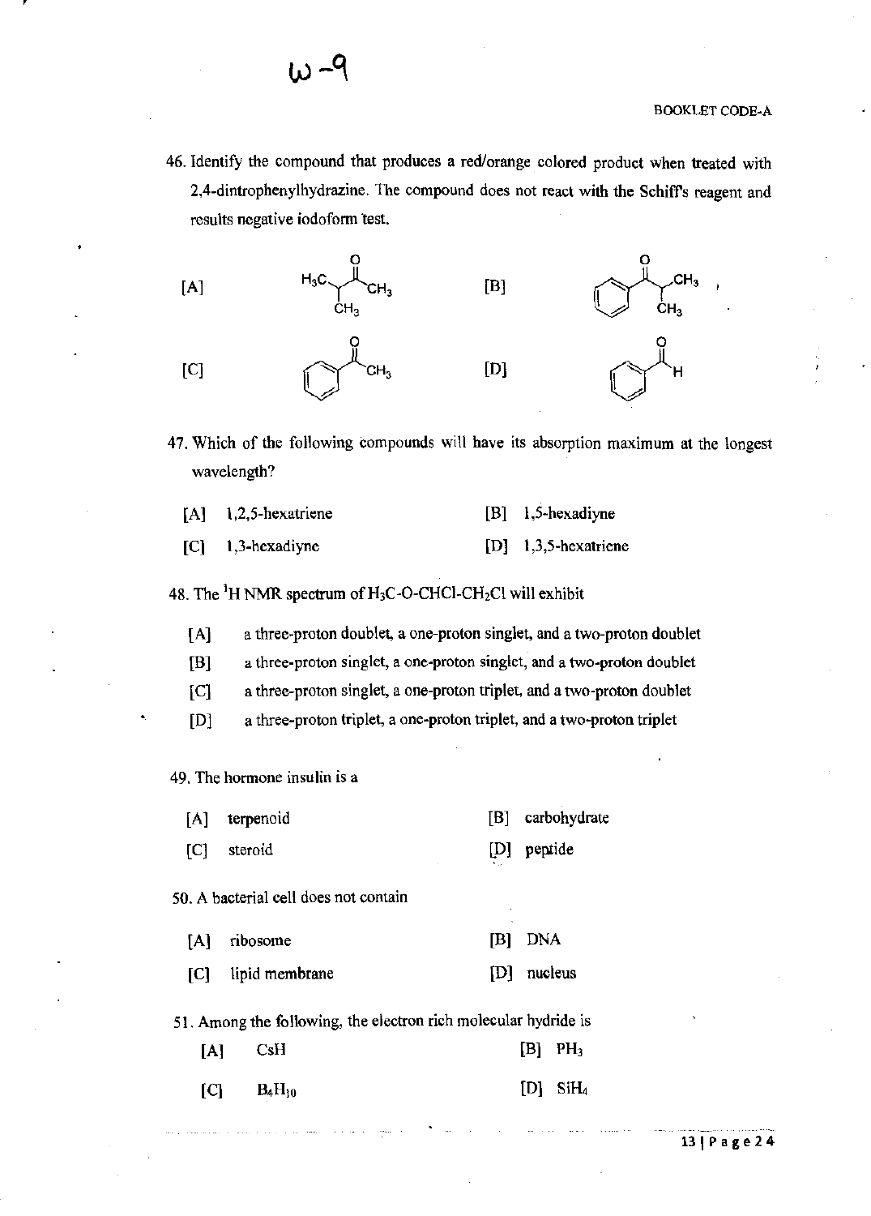46. Identify the compound that produces a red/orange colored product when treated with 2,4-dintrophenylhydrazine. The compound does not react with the Schiff's reagent and results negative iodoform test.

[A] $H_3C-CH(CH_3)-C(=O)-CH_3$

[B] $C_6H_5-C(=O)-CH(CH_3)-CH_3$

[C] $C_6H_5-C(=O)-CH_3$

[D] $C_6H_5-CHO$

47. Which of the following compounds will have its absorption maximum at the longest wavelength?

[A] 1,2,5-hexatriene

[B] 1,5-hexadiyne

[C] 1,3-hexadiyne

[D] 1,3,5-hexatriene

48. The $^1$H NMR spectrum of $H_3C$-O-CHCl-$CH_2$Cl will exhibit

[A] a three-proton doublet, a one-proton singlet, and a two-proton doublet

[B] a three-proton singlet, a one-proton singlet, and a two-proton doublet

[C] a three-proton singlet, a one-proton triplet, and a two-proton doublet

[D] a three-proton triplet, a one-proton triplet, and a two-proton triplet

49. The hormone insulin is a

[A] terpenoid

[B] carbohydrate

[C] steroid

[D] peptide

50. A bacterial cell does not contain

[A] ribosome

[B] DNA

[C] lipid membrane

[D] nucleus

51. Among the following, the electron rich molecular hydride is

[A] CsH

[B] $PH_3$

[C] $B_4H_{10}$

[D] $SiH_4$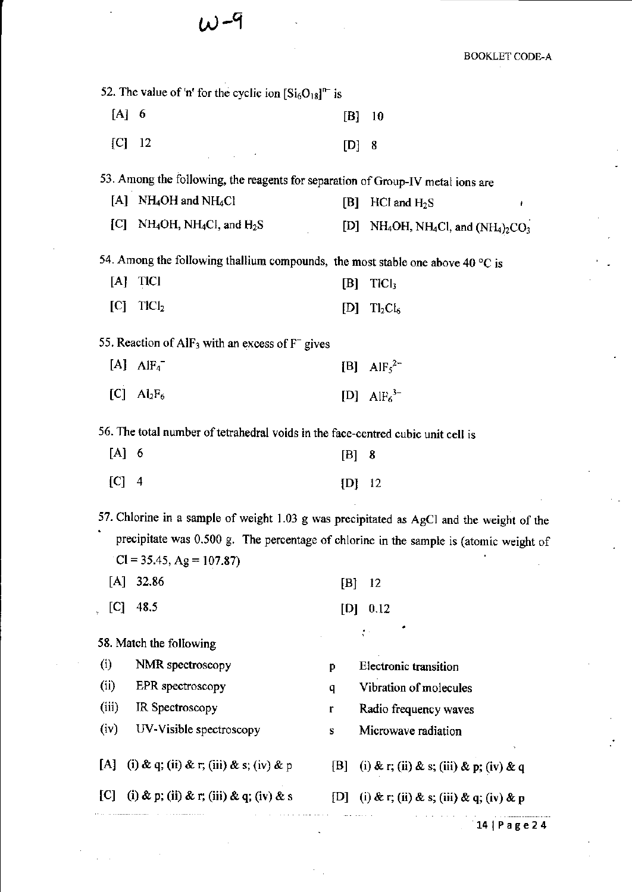52. The value of 'n' for the cyclic ion $[Si_6O_{18}]^{n-}$ is

[A] 6 [B] 10

[C] 12 [D] 8

53. Among the following, the reagents for separation of Group-IV metal ions are

[A] $NH_4OH$ and $NH_4Cl$ [B] HCl and $H_2S$

[C] $NH_4OH$, $NH_4Cl$, and $H_2S$ [D] $NH_4OH$, $NH_4Cl$, and $(NH_4)_2CO_3$

54. Among the following thallium compounds, the most stable one above 40 °C is

[A] TlCl [B] $TlCl_3$

[C] $TlCl_2$ [D] $Tl_2Cl_6$

55. Reaction of $AlF_3$ with an excess of $F^-$ gives

[A] $AlF_4^-$ [B] $AlF_5^{2-}$

[C] $Al_2F_6$ [D] $AlF_6^{3-}$

56. The total number of tetrahedral voids in the face-centred cubic unit cell is

[A] 6 [B] 8

[C] 4 [D] 12

57. Chlorine in a sample of weight 1.03 g was precipitated as AgCl and the weight of the precipitate was 0.500 g. The percentage of chlorine in the sample is (atomic weight of Cl = 35.45, Ag = 107.87)

[A] 32.86 [B] 12

[C] 48.5 [D] 0.12

58. Match the following

| | | | |
|---|---|---|---|
| (i) | NMR spectroscopy | p | Electronic transition |
| (ii) | EPR spectroscopy | q | Vibration of molecules |
| (iii) | IR Spectroscopy | r | Radio frequency waves |
| (iv) | UV-Visible spectroscopy | s | Microwave radiation |

[A] (i) & q; (ii) & r; (iii) & s; (iv) & p [B] (i) & r; (ii) & s; (iii) & p; (iv) & q

[C] (i) & p; (ii) & r; (iii) & q; (iv) & s [D] (i) & r; (ii) & s; (iii) & q; (iv) & p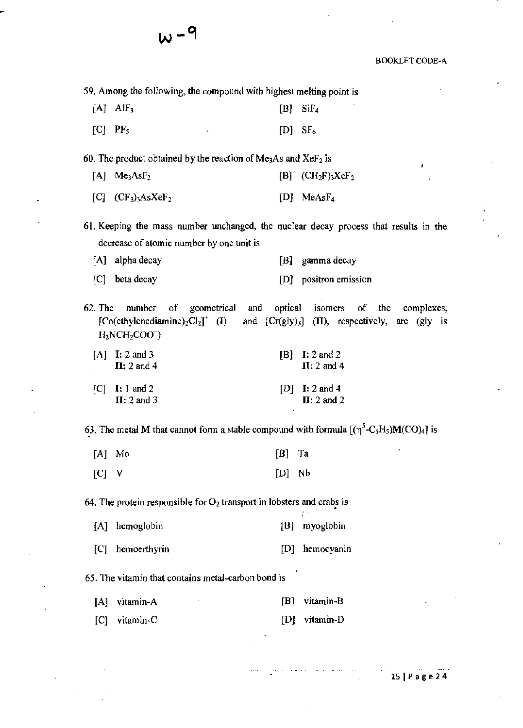59. Among the following, the compound with highest melting point is

[A] $AlF_3$ [B] $SiF_4$

[C] $PF_5$ [D] $SF_6$

60. The product obtained by the reaction of $Me_3As$ and $XeF_2$ is

[A] $Me_3AsF_2$ [B] $(CH_2F)_3XeF_2$

[C] $(CF_3)_3AsXeF_2$ [D] $MeAsF_4$

61. Keeping the mass number unchanged, the nuclear decay process that results in the decrease of atomic number by one unit is

[A] alpha decay [B] gamma decay

[C] beta decay [D] positron emission

62. The number of geometrical and optical isomers of the complexes, $[Co(ethylenediamine)_2Cl_2]^+$ (I) and $[Cr(gly)_3]$ (II), respectively, are (gly is $H_2NCH_2COO^-$)

[A] **I:** 2 and 3
**II:** 2 and 4

[B] **I:** 2 and 2
**II:** 2 and 4

[C] **I:** 1 and 2
**II:** 2 and 3

[D] **I:** 2 and 4
**II:** 2 and 2

63. The metal M that cannot form a stable compound with formula $[(\eta^5\text{-}C_5H_5)M(CO)_4]$ is

[A] Mo [B] Ta

[C] V [D] Nb

64. The protein responsible for $O_2$ transport in lobsters and crabs is

[A] hemoglobin [B] myoglobin

[C] hemoerthyrin [D] hemocyanin

65. The vitamin that contains metal-carbon bond is

[A] vitamin-A [B] vitamin-B

[C] vitamin-C [D] vitamin-D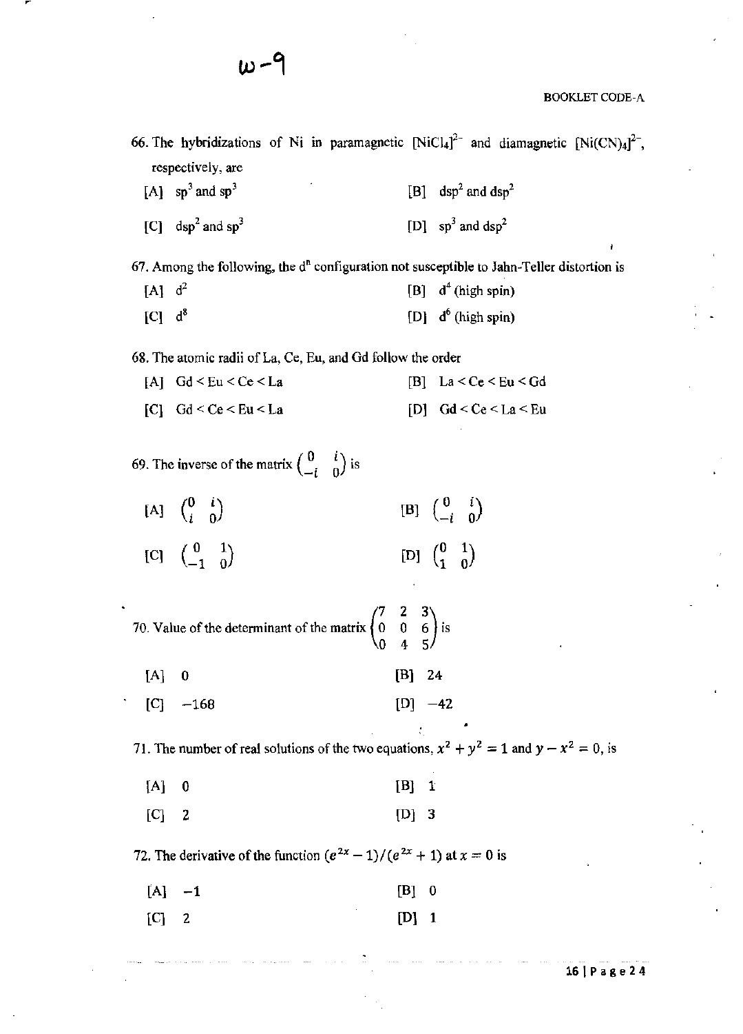66. The hybridizations of Ni in paramagnetic $[NiCl_4]^{2-}$ and diamagnetic $[Ni(CN)_4]^{2-}$, respectively, are

[A] $sp^3$ and $sp^3$ [B] $dsp^2$ and $dsp^2$

[C] $dsp^2$ and $sp^3$ [D] $sp^3$ and $dsp^2$

67. Among the following, the $d^n$ configuration not susceptible to Jahn-Teller distortion is

[A] $d^2$ [B] $d^4$ (high spin)

[C] $d^8$ [D] $d^6$ (high spin)

68. The atomic radii of La, Ce, Eu, and Gd follow the order

[A] Gd < Eu < Ce < La [B] La < Ce < Eu < Gd

[C] Gd < Ce < Eu < La [D] Gd < Ce < La < Eu

69. The inverse of the matrix $\begin{pmatrix} 0 & i \\ -i & 0 \end{pmatrix}$ is

[A] $\begin{pmatrix} 0 & i \\ i & 0 \end{pmatrix}$ [B] $\begin{pmatrix} 0 & i \\ -i & 0 \end{pmatrix}$

[C] $\begin{pmatrix} 0 & 1 \\ -1 & 0 \end{pmatrix}$ [D] $\begin{pmatrix} 0 & 1 \\ 1 & 0 \end{pmatrix}$

70. Value of the determinant of the matrix $\begin{pmatrix} 7 & 2 & 3 \\ 0 & 0 & 6 \\ 0 & 4 & 5 \end{pmatrix}$ is

[A] 0 [B] 24

[C] $-168$ [D] $-42$

71. The number of real solutions of the two equations, $x^2 + y^2 = 1$ and $y - x^2 = 0$, is

[A] 0 [B] 1

[C] 2 [D] 3

72. The derivative of the function $(e^{2x} - 1)/(e^{2x} + 1)$ at $x = 0$ is

[A] $-1$ [B] 0

[C] 2 [D] 1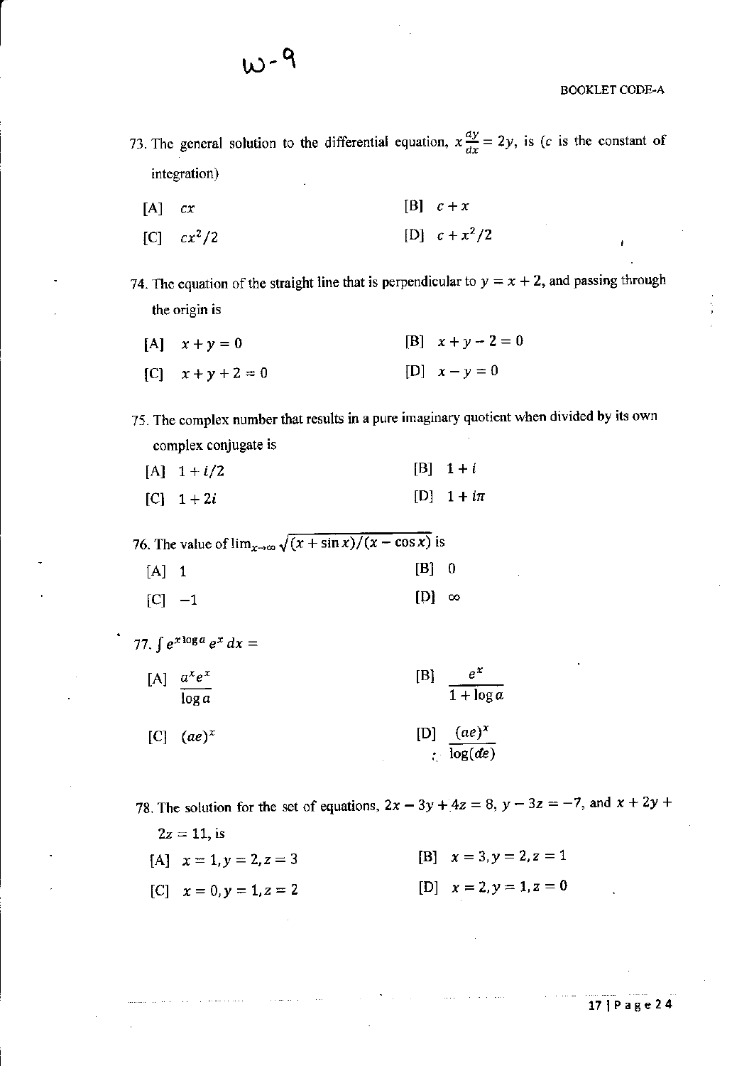73. The general solution to the differential equation, $x\frac{dy}{dx} = 2y$, is ($c$ is the constant of integration)

[A] $cx$  [B] $c + x$

[C] $cx^2/2$  [D] $c + x^2/2$

74. The equation of the straight line that is perpendicular to $y = x + 2$, and passing through the origin is

[A] $x + y = 0$  [B] $x + y - 2 = 0$

[C] $x + y + 2 = 0$  [D] $x - y = 0$

75. The complex number that results in a pure imaginary quotient when divided by its own complex conjugate is

[A] $1 + i/2$  [B] $1 + i$

[C] $1 + 2i$  [D] $1 + i\pi$

76. The value of $\lim_{x\to\infty} \sqrt{(x + \sin x)/(x - \cos x)}$ is

[A] 1  [B] 0

[C] $-1$  [D] $\infty$

77. $\int e^{x \log a} e^x \, dx =$

[A] $\dfrac{a^x e^x}{\log a}$  [B] $\dfrac{e^x}{1 + \log a}$

[C] $(ae)^x$  [D] $\dfrac{(ae)^x}{\log(ae)}$

78. The solution for the set of equations, $2x - 3y + 4z = 8$, $y - 3z = -7$, and $x + 2y + 2z = 11$, is

[A] $x = 1, y = 2, z = 3$  [B] $x = 3, y = 2, z = 1$

[C] $x = 0, y = 1, z = 2$  [D] $x = 2, y = 1, z = 0$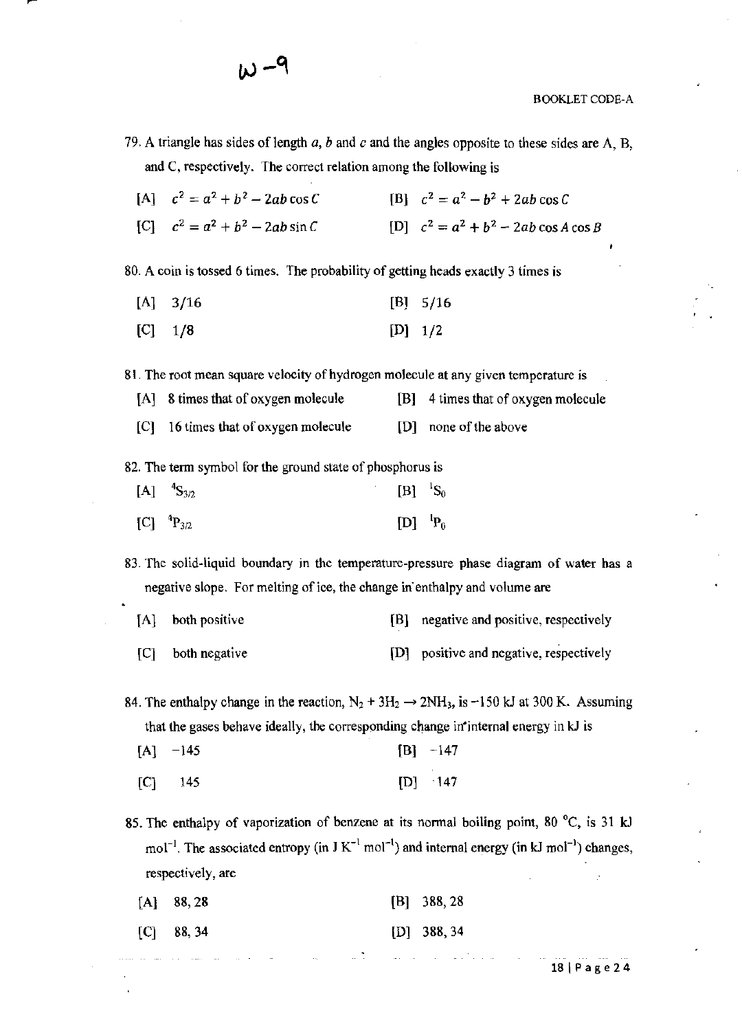79. A triangle has sides of length $a$, $b$ and $c$ and the angles opposite to these sides are A, B, and C, respectively. The correct relation among the following is

[A] $c^2 = a^2 + b^2 - 2ab\cos C$  [B] $c^2 = a^2 - b^2 + 2ab\cos C$

[C] $c^2 = a^2 + b^2 - 2ab\sin C$  [D] $c^2 = a^2 + b^2 - 2ab\cos A\cos B$

80. A coin is tossed 6 times. The probability of getting heads exactly 3 times is

[A] 3/16  [B] 5/16

[C] 1/8  [D] 1/2

81. The root mean square velocity of hydrogen molecule at any given temperature is

[A] 8 times that of oxygen molecule  [B] 4 times that of oxygen molecule

[C] 16 times that of oxygen molecule  [D] none of the above

82. The term symbol for the ground state of phosphorus is

[A] $^4S_{3/2}$  [B] $^1S_0$

[C] $^4P_{3/2}$  [D] $^1P_0$

83. The solid-liquid boundary in the temperature-pressure phase diagram of water has a negative slope. For melting of ice, the change in enthalpy and volume are

[A] both positive  [B] negative and positive, respectively

[C] both negative  [D] positive and negative, respectively

84. The enthalpy change in the reaction, $N_2 + 3H_2 \rightarrow 2NH_3$, is −150 kJ at 300 K. Assuming that the gases behave ideally, the corresponding change in internal energy in kJ is

[A] −145  [B] −147

[C] 145  [D] 147

85. The enthalpy of vaporization of benzene at its normal boiling point, 80 °C, is 31 kJ $mol^{-1}$. The associated entropy (in J $K^{-1}$ $mol^{-1}$) and internal energy (in kJ $mol^{-1}$) changes, respectively, are

[A] 88, 28  [B] 388, 28

[C] 88, 34  [D] 388, 34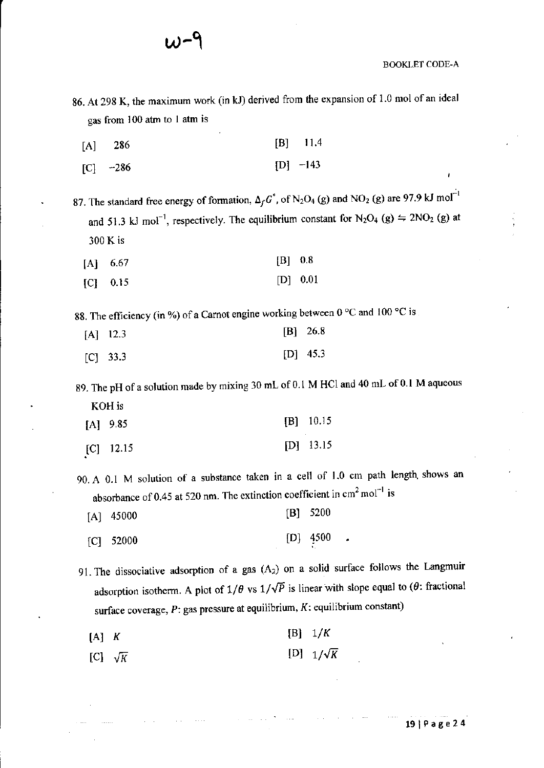86. At 298 K, the maximum work (in kJ) derived from the expansion of 1.0 mol of an ideal gas from 100 atm to 1 atm is

[A] 286 [B] 11.4

[C] −286 [D] −143

87. The standard free energy of formation, $\Delta_f G^\circ$, of $N_2O_4$ (g) and $NO_2$ (g) are 97.9 kJ mol$^{-1}$ and 51.3 kJ mol$^{-1}$, respectively. The equilibrium constant for $N_2O_4 (g) \leftrightharpoons 2NO_2 (g)$ at 300 K is

[A] 6.67 [B] 0.8

[C] 0.15 [D] 0.01

88. The efficiency (in %) of a Carnot engine working between 0 °C and 100 °C is

[A] 12.3 [B] 26.8

[C] 33.3 [D] 45.3

89. The pH of a solution made by mixing 30 mL of 0.1 M HCl and 40 mL of 0.1 M aqueous KOH is

[A] 9.85 [B] 10.15

[C] 12.15 [D] 13.15

90. A 0.1 M solution of a substance taken in a cell of 1.0 cm path length, shows an absorbance of 0.45 at 520 nm. The extinction coefficient in cm$^2$ mol$^{-1}$ is

[A] 45000 [B] 5200

[C] 52000 [D] 4500

91. The dissociative adsorption of a gas ($A_2$) on a solid surface follows the Langmuir adsorption isotherm. A plot of $1/\theta$ vs $1/\sqrt{P}$ is linear with slope equal to ($\theta$: fractional surface coverage, $P$: gas pressure at equilibrium, $K$: equilibrium constant)

[A] $K$ [B] $1/K$

[C] $\sqrt{K}$ [D] $1/\sqrt{K}$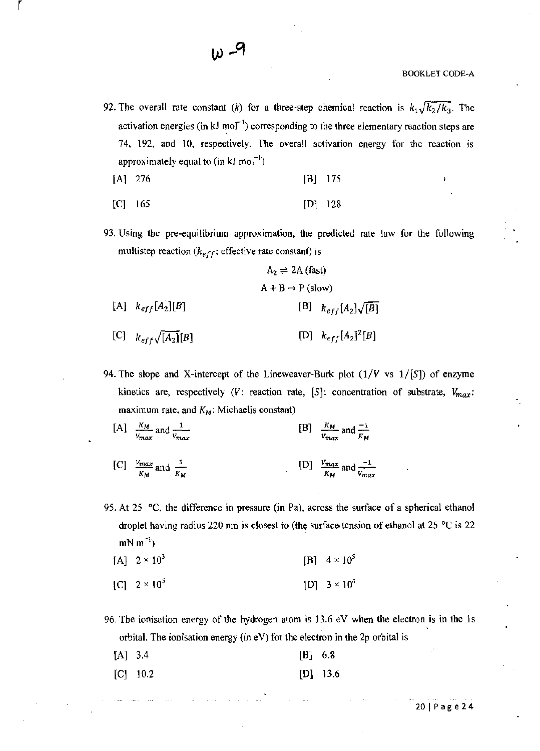92. The overall rate constant ($k$) for a three-step chemical reaction is $k_1\sqrt{k_2/k_3}$. The activation energies (in kJ mol$^{-1}$) corresponding to the three elementary reaction steps are 74, 192, and 10, respectively. The overall activation energy for the reaction is approximately equal to (in kJ mol$^{-1}$)

[A] 276 [B] 175

[C] 165 [D] 128

93. Using the pre-equilibrium approximation, the predicted rate law for the following multistep reaction ($k_{eff}$: effective rate constant) is

$$A_2 \rightleftharpoons 2A \text{ (fast)}$$

$$A + B \rightarrow P \text{ (slow)}$$

[A] $k_{eff}[A_2][B]$ [B] $k_{eff}[A_2]\sqrt{[B]}$

[C] $k_{eff}\sqrt{[A_2]}[B]$ [D] $k_{eff}[A_2]^2[B]$

94. The slope and X-intercept of the Lineweaver-Burk plot ($1/V$ vs $1/[S]$) of enzyme kinetics are, respectively ($V$: reaction rate, $[S]$: concentration of substrate, $V_{max}$: maximum rate, and $K_M$: Michaelis constant)

[A] $\frac{K_M}{V_{max}}$ and $\frac{1}{V_{max}}$ [B] $\frac{K_M}{V_{max}}$ and $\frac{-1}{K_M}$

[C] $\frac{V_{max}}{K_M}$ and $\frac{1}{K_M}$ [D] $\frac{V_{max}}{K_M}$ and $\frac{-1}{V_{max}}$

95. At 25 °C, the difference in pressure (in Pa), across the surface of a spherical ethanol droplet having radius 220 nm is closest to (the surface tension of ethanol at 25 °C is 22 mN m$^{-1}$)

[A] $2 \times 10^3$ [B] $4 \times 10^5$

[C] $2 \times 10^5$ [D] $3 \times 10^4$

96. The ionisation energy of the hydrogen atom is 13.6 eV when the electron is in the 1s orbital. The ionisation energy (in eV) for the electron in the 2p orbital is

[A] 3.4 [B] 6.8

[C] 10.2 [D] 13.6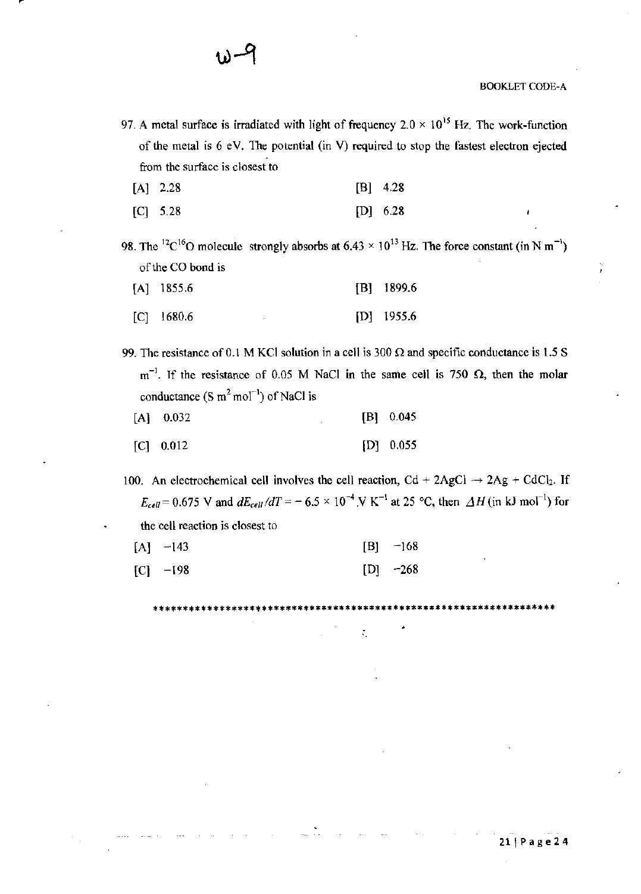w-9

97. A metal surface is irradiated with light of frequency $2.0 \times 10^{15}$ Hz. The work-function of the metal is 6 eV. The potential (in V) required to stop the fastest electron ejected from the surface is closest to

| | |
|---|---|
| [A] 2.28 | [B] 4.28 |
| [C] 5.28 | [D] 6.28 |

98. The $^{12}C^{16}O$ molecule strongly absorbs at $6.43 \times 10^{13}$ Hz. The force constant (in N $m^{-1}$) of the CO bond is

| | |
|---|---|
| [A] 1855.6 | [B] 1899.6 |
| [C] 1680.6 | [D] 1955.6 |

99. The resistance of 0.1 M KCl solution in a cell is 300 Ω and specific conductance is 1.5 S $m^{-1}$. If the resistance of 0.05 M NaCl in the same cell is 750 Ω, then the molar conductance (S $m^2$ $mol^{-1}$) of NaCl is

| | |
|---|---|
| [A] 0.032 | [B] 0.045 |
| [C] 0.012 | [D] 0.055 |

100. An electrochemical cell involves the cell reaction, $Cd + 2AgCl \rightarrow 2Ag + CdCl_2$. If $E_{cell} = 0.675$ V and $dE_{cell}/dT = -6.5 \times 10^{-4}$ V $K^{-1}$ at 25 °C, then $\Delta H$ (in kJ $mol^{-1}$) for the cell reaction is closest to

| | |
|---|---|
| [A] −143 | [B] −168 |
| [C] −198 | [D] −268 |

************************************************************************